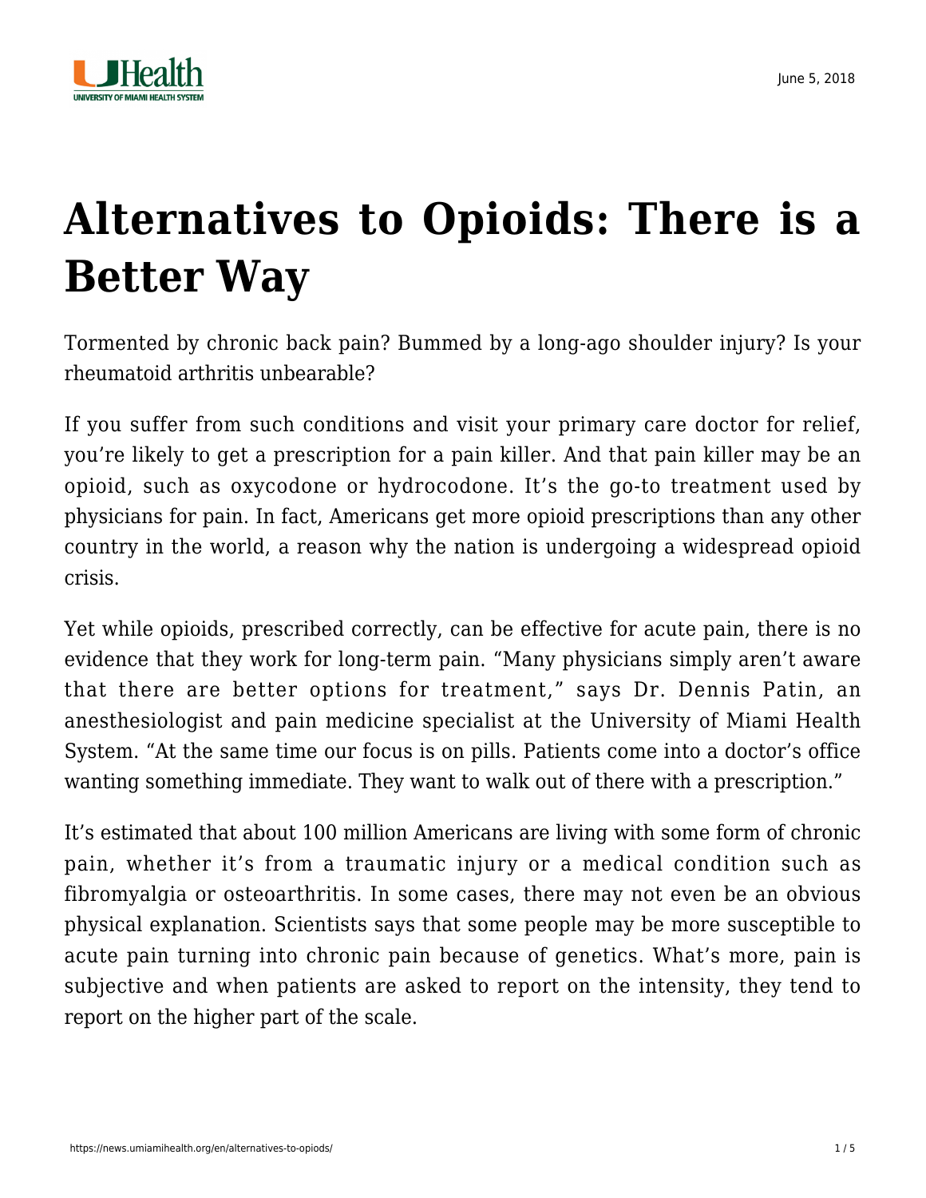# Alternatives to Opioids: There is a Better Way

Tormented by chronic back pain? Bummed by a long-ago shoulder injury? Is your rheumatoid arthritis unbearable?

If you suffer from such conditions and visit your primary care doctor for relief, you're likely to get a prescription for a pain killer. And that pain killer may be an opioid, such as oxycodone or hydrocodone. It's the go-to treatment used by physicians for pain. In fact, Americans get more opioid prescriptions than any other country in the world, a reason why the nation is undergoing a widespread opioid crisis.

Yet while opioids, prescribed correctly, can be effective for acute pain, there is no evidence that they work for long-term pain. "Many physicians simply aren't aware that there are better options for treatment," says Dr. Dennis Patin, an anesthesiologist and pain medicine specialist at the University of Miami Health System. "At the same time our focus is on pills. Patients come into a doctor's office wanting something immediate. They want to walk out of there with a prescription."

It's estimated that about 100 million Americans are living with some form of chronic pain, whether it's from a traumatic injury or a medical condition such as fibromyalgia or osteoarthritis. In some cases, there may not even be an obvious physical explanation. Scientists says that some people may be more susceptible to acute pain turning into chronic pain because of genetics. What's more, pain is subjective and when patients are asked to report on the intensity, they tend to report on the higher part of the scale.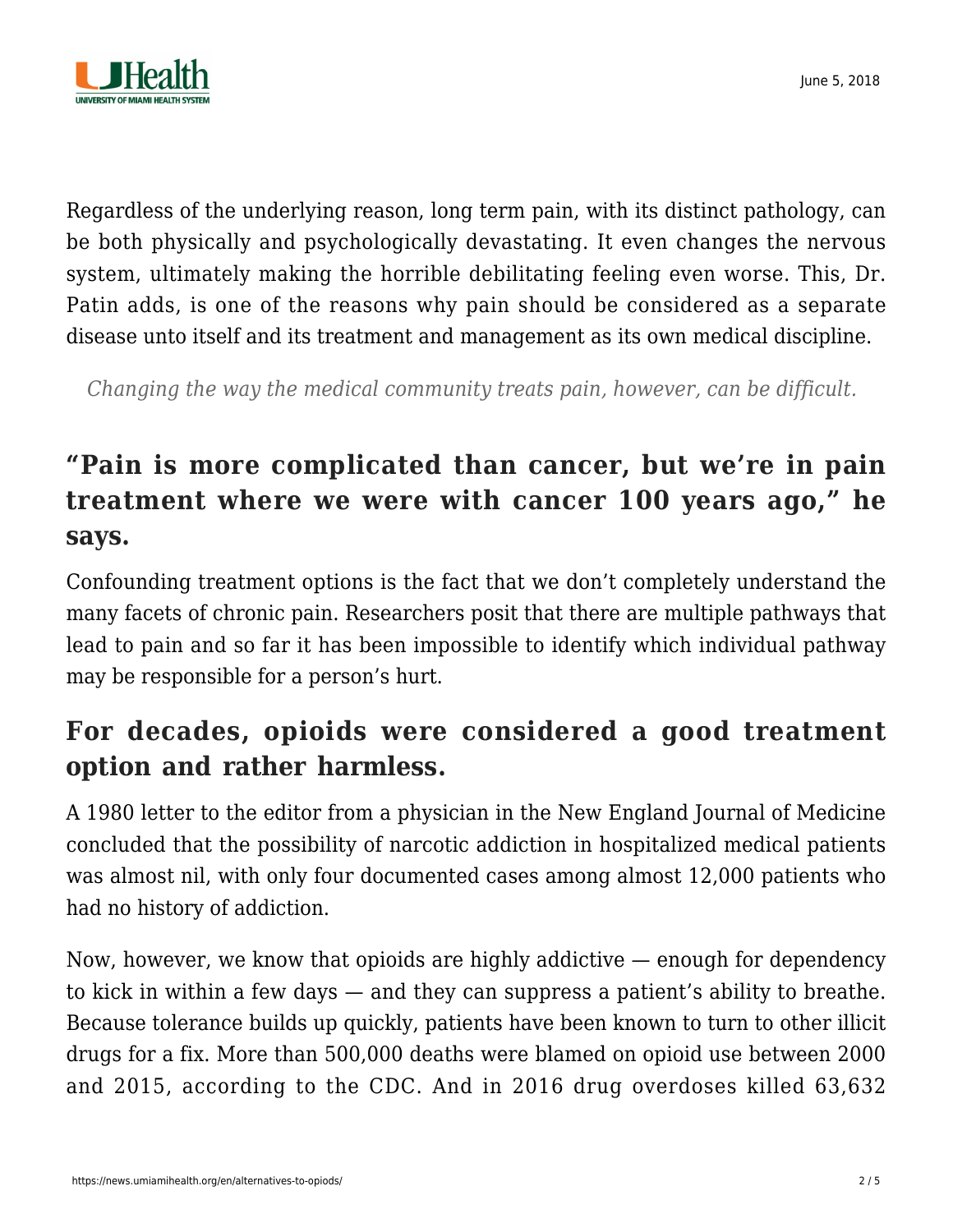Regardless of the underlying reason, long term pain, with its distinct pathology, can be both physically and psychologically devastating. It even changes the nervous system, ultimately making the horrible debilitating feeling even worse. This, Dr. Patin adds, is one of the reasons why pain should be considered as a separate disease unto itself and its treatment and management as its own medical discipline.

*Changing the way the medical community treats pain, however, can be difficult.*

## "Pain is more complicated than cancer, but we're in pain treatment where we were with cancer 100 years ago," he says.

Confounding treatment options is the fact that we don't completely understand the many facets of chronic pain. Researchers posit that there are multiple pathways that lead to pain and so far it has been impossible to identify which individual pathway may be responsible for a person's hurt.

## For decades, opioids were considered a good treatment option and rather harmless.

A 1980 letter to the editor from a physician in the New England Journal of Medicine concluded that the possibility of narcotic addiction in hospitalized medical patients was almost nil, with only four documented cases among almost 12,000 patients who had no history of addiction.

Now, however, we know that opioids are highly addictive — enough for dependency to kick in within a few days — and they can suppress a patient's ability to breathe. Because tolerance builds up quickly, patients have been known to turn to other illicit drugs for a fix. More than 500,000 deaths were blamed on opioid use between 2000 and 2015, according to the CDC. And in 2016 drug overdoses killed 63,632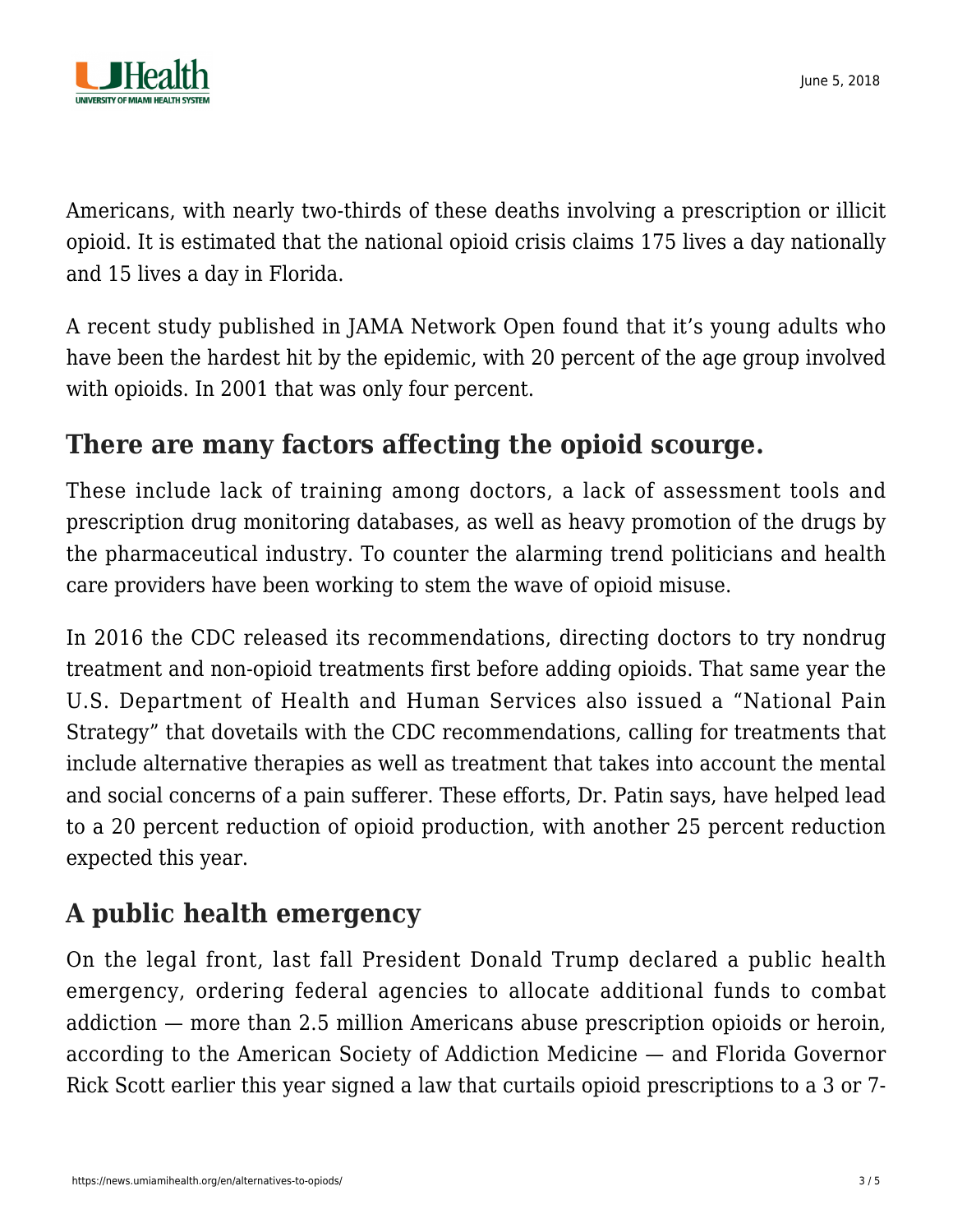Americans, with nearly two-thirds of these deaths involving a prescription or illicit opioid. It is estimated that the national opioid crisis claims 175 lives a day nationally and 15 lives a day in Florida.

A recent study published in JAMA Network Open found that it's young adults who have been the hardest hit by the epidemic, with 20 percent of the age group involved with opioids. In 2001 that was only four percent.

## There are many factors affecting the opioid scourge.

These include lack of training among doctors, a lack of assessment tools and prescription drug monitoring databases, as well as heavy promotion of the drugs by the pharmaceutical industry. To counter the alarming trend politicians and health care providers have been working to stem the wave of opioid misuse.

In 2016 the CDC released its recommendations, directing doctors to try nondrug treatment and non-opioid treatments first before adding opioids. That same year the U.S. Department of Health and Human Services also issued a "National Pain Strategy" that dovetails with the CDC recommendations, calling for treatments that include alternative therapies as well as treatment that takes into account the mental and social concerns of a pain sufferer. These efforts, Dr. Patin says, have helped lead to a 20 percent reduction of opioid production, with another 25 percent reduction expected this year.

## A public health emergency

On the legal front, last fall President Donald Trump declared a public health emergency, ordering federal agencies to allocate additional funds to combat addiction — more than 2.5 million Americans abuse prescription opioids or heroin, according to the American Society of Addiction Medicine — and Florida Governor Rick Scott earlier this year signed a law that curtails opioid prescriptions to a 3 or 7-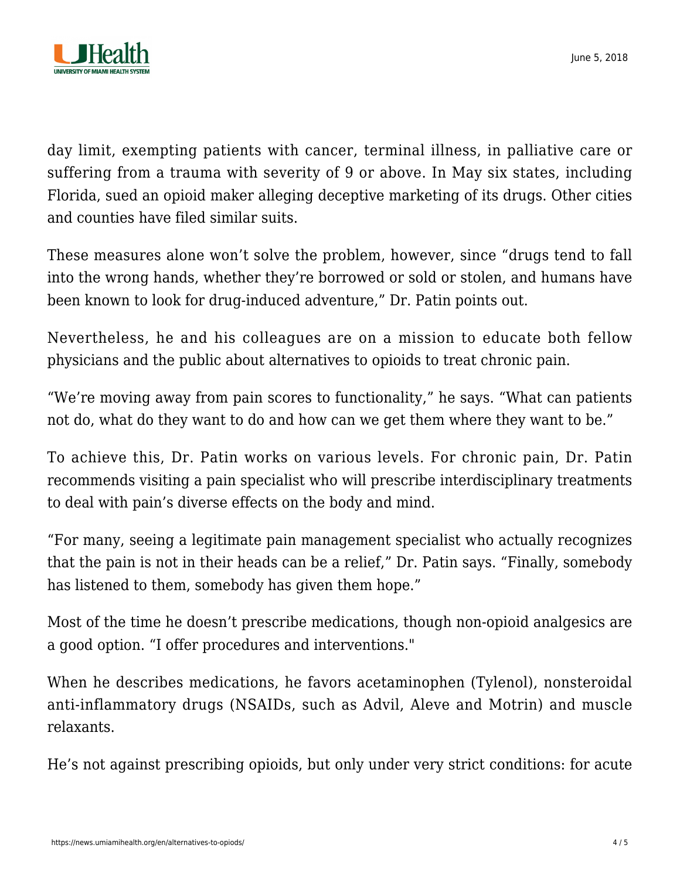day limit, exempting patients with cancer, terminal illness, in palliative care or suffering from a trauma with severity of 9 or above. In May six states, including Florida, sued an opioid maker alleging deceptive marketing of its drugs. Other cities and counties have filed similar suits.

These measures alone won't solve the problem, however, since "drugs tend to fall into the wrong hands, whether they're borrowed or sold or stolen, and humans have been known to look for drug-induced adventure," Dr. Patin points out.

Nevertheless, he and his colleagues are on a mission to educate both fellow physicians and the public about alternatives to opioids to treat chronic pain.

"We're moving away from pain scores to functionality," he says. "What can patients not do, what do they want to do and how can we get them where they want to be."

To achieve this, Dr. Patin works on various levels. For chronic pain, Dr. Patin recommends visiting a pain specialist who will prescribe interdisciplinary treatments to deal with pain's diverse effects on the body and mind.

"For many, seeing a legitimate pain management specialist who actually recognizes that the pain is not in their heads can be a relief," Dr. Patin says. "Finally, somebody has listened to them, somebody has given them hope."

Most of the time he doesn't prescribe medications, though non-opioid analgesics are a good option. "I offer procedures and interventions."

When he describes medications, he favors acetaminophen (Tylenol), nonsteroidal anti-inflammatory drugs (NSAIDs, such as Advil, Aleve and Motrin) and muscle relaxants.

He's not against prescribing opioids, but only under very strict conditions: for acute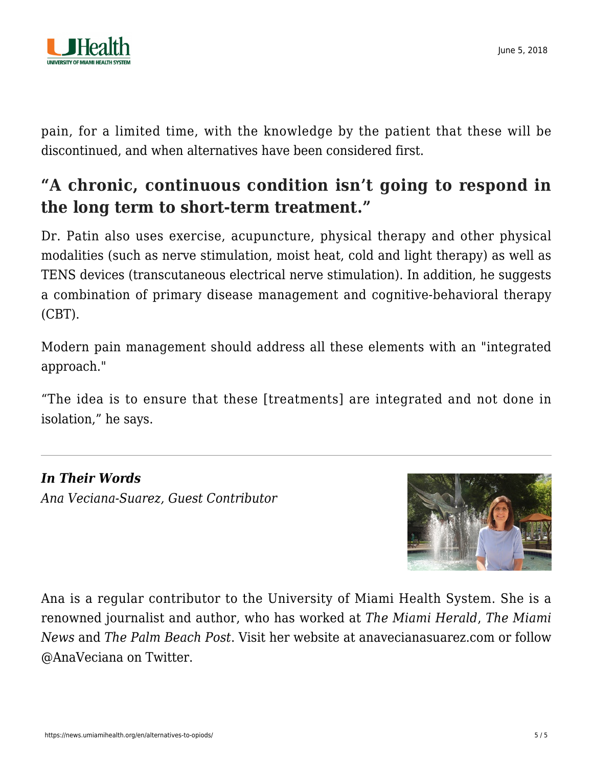pain, for a limited time, with the knowledge by the patient that these will be discontinued, and when alternatives have been considered first.

## “A chronic, continuous condition isn’t going to respond in the long term to short-term treatment.”

Dr. Patin also uses exercise, acupuncture, physical therapy and other physical modalities (such as nerve stimulation, moist heat, cold and light therapy) as well as TENS devices (transcutaneous electrical nerve stimulation). In addition, he suggests a combination of primary disease management and cognitive-behavioral therapy (CBT).

Modern pain management should address all these elements with an "integrated approach."

“The idea is to ensure that these [treatments] are integrated and not done in isolation,” he says.

---

***In Their Words***
*Ana Veciana-Suarez, Guest Contributor*

Ana is a regular contributor to the University of Miami Health System. She is a renowned journalist and author, who has worked at *The Miami Herald*, *The Miami News* and *The Palm Beach Post*. Visit her website at anavecianasuarez.com or follow @AnaVeciana on Twitter.